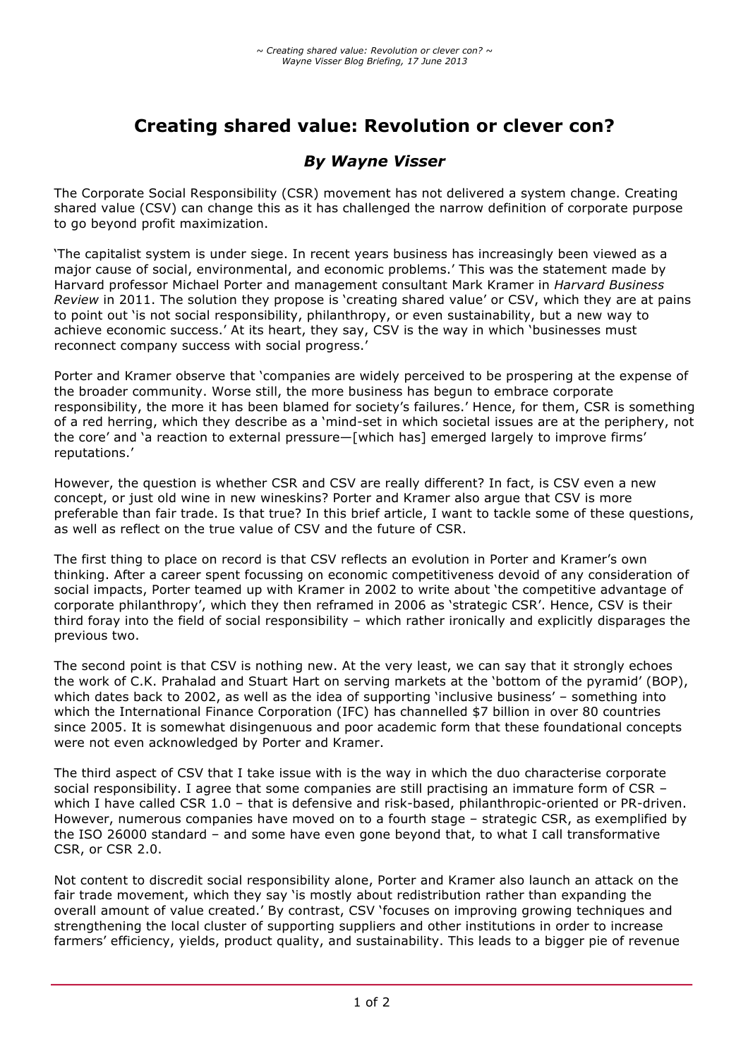# Creating shared value: Revolution or clever con?

## *By Wayne Visser*

The Corporate Social Responsibility (CSR) movement has not delivered a system change. Creating shared value (CSV) can change this as it has challenged the narrow definition of corporate purpose to go beyond profit maximization.

'The capitalist system is under siege. In recent years business has increasingly been viewed as a major cause of social, environmental, and economic problems.' This was the statement made by Harvard professor Michael Porter and management consultant Mark Kramer in *Harvard Business Review* in 2011. The solution they propose is 'creating shared value' or CSV, which they are at pains to point out 'is not social responsibility, philanthropy, or even sustainability, but a new way to achieve economic success.' At its heart, they say, CSV is the way in which 'businesses must reconnect company success with social progress.'

Porter and Kramer observe that 'companies are widely perceived to be prospering at the expense of the broader community. Worse still, the more business has begun to embrace corporate responsibility, the more it has been blamed for society's failures.' Hence, for them, CSR is something of a red herring, which they describe as a 'mind-set in which societal issues are at the periphery, not the core' and 'a reaction to external pressure—[which has] emerged largely to improve firms' reputations.'

However, the question is whether CSR and CSV are really different? In fact, is CSV even a new concept, or just old wine in new wineskins? Porter and Kramer also argue that CSV is more preferable than fair trade. Is that true? In this brief article, I want to tackle some of these questions, as well as reflect on the true value of CSV and the future of CSR.

The first thing to place on record is that CSV reflects an evolution in Porter and Kramer's own thinking. After a career spent focussing on economic competitiveness devoid of any consideration of social impacts, Porter teamed up with Kramer in 2002 to write about 'the competitive advantage of corporate philanthropy', which they then reframed in 2006 as 'strategic CSR'. Hence, CSV is their third foray into the field of social responsibility – which rather ironically and explicitly disparages the previous two.

The second point is that CSV is nothing new. At the very least, we can say that it strongly echoes the work of C.K. Prahalad and Stuart Hart on serving markets at the 'bottom of the pyramid' (BOP), which dates back to 2002, as well as the idea of supporting 'inclusive business' – something into which the International Finance Corporation (IFC) has channelled $7 billion in over 80 countries since 2005. It is somewhat disingenuous and poor academic form that these foundational concepts were not even acknowledged by Porter and Kramer.

The third aspect of CSV that I take issue with is the way in which the duo characterise corporate social responsibility. I agree that some companies are still practising an immature form of CSR – which I have called CSR 1.0 – that is defensive and risk-based, philanthropic-oriented or PR-driven. However, numerous companies have moved on to a fourth stage – strategic CSR, as exemplified by the ISO 26000 standard – and some have even gone beyond that, to what I call transformative CSR, or CSR 2.0.

Not content to discredit social responsibility alone, Porter and Kramer also launch an attack on the fair trade movement, which they say 'is mostly about redistribution rather than expanding the overall amount of value created.' By contrast, CSV 'focuses on improving growing techniques and strengthening the local cluster of supporting suppliers and other institutions in order to increase farmers' efficiency, yields, product quality, and sustainability. This leads to a bigger pie of revenue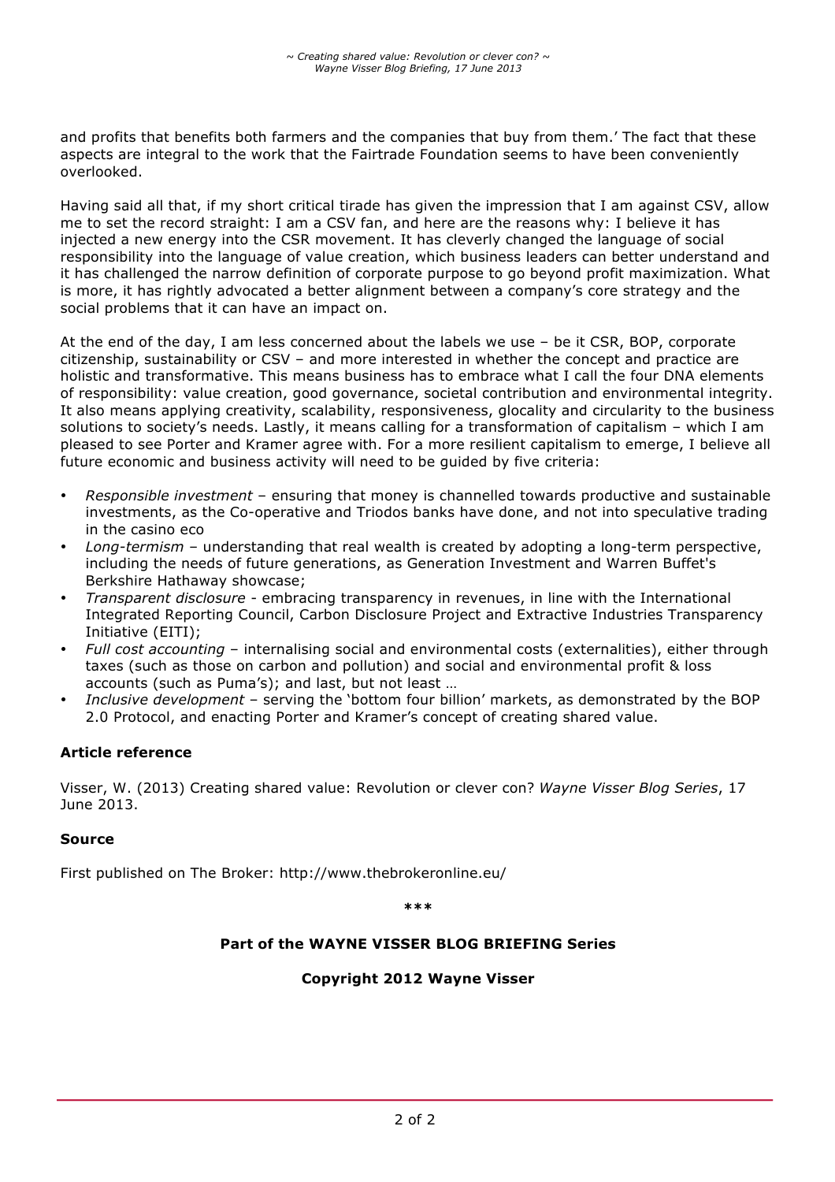and profits that benefits both farmers and the companies that buy from them.' The fact that these aspects are integral to the work that the Fairtrade Foundation seems to have been conveniently overlooked.

Having said all that, if my short critical tirade has given the impression that I am against CSV, allow me to set the record straight: I am a CSV fan, and here are the reasons why: I believe it has injected a new energy into the CSR movement. It has cleverly changed the language of social responsibility into the language of value creation, which business leaders can better understand and it has challenged the narrow definition of corporate purpose to go beyond profit maximization. What is more, it has rightly advocated a better alignment between a company's core strategy and the social problems that it can have an impact on.

At the end of the day, I am less concerned about the labels we use – be it CSR, BOP, corporate citizenship, sustainability or CSV – and more interested in whether the concept and practice are holistic and transformative. This means business has to embrace what I call the four DNA elements of responsibility: value creation, good governance, societal contribution and environmental integrity. It also means applying creativity, scalability, responsiveness, glocality and circularity to the business solutions to society's needs. Lastly, it means calling for a transformation of capitalism – which I am pleased to see Porter and Kramer agree with. For a more resilient capitalism to emerge, I believe all future economic and business activity will need to be guided by five criteria:

- *Responsible investment* – ensuring that money is channelled towards productive and sustainable investments, as the Co-operative and Triodos banks have done, and not into speculative trading in the casino eco
- *Long-termism* – understanding that real wealth is created by adopting a long-term perspective, including the needs of future generations, as Generation Investment and Warren Buffet's Berkshire Hathaway showcase;
- *Transparent disclosure* - embracing transparency in revenues, in line with the International Integrated Reporting Council, Carbon Disclosure Project and Extractive Industries Transparency Initiative (EITI);
- *Full cost accounting* – internalising social and environmental costs (externalities), either through taxes (such as those on carbon and pollution) and social and environmental profit & loss accounts (such as Puma's); and last, but not least …
- *Inclusive development* – serving the 'bottom four billion' markets, as demonstrated by the BOP 2.0 Protocol, and enacting Porter and Kramer's concept of creating shared value.

### Article reference

Visser, W. (2013) Creating shared value: Revolution or clever con? *Wayne Visser Blog Series*, 17 June 2013.

### Source

First published on The Broker: http://www.thebrokeronline.eu/

\*\*\*

**Part of the WAYNE VISSER BLOG BRIEFING Series**

**Copyright 2012 Wayne Visser**